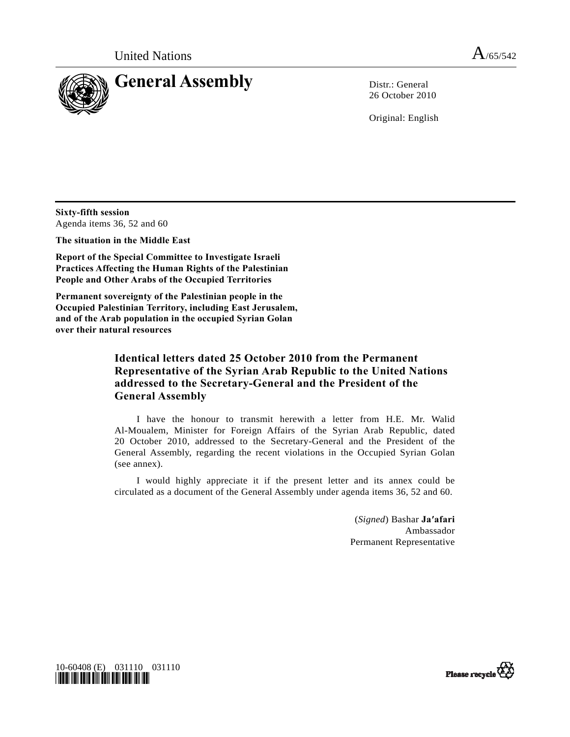United Nations A/65/542

# General Assembly

Distr.: General
26 October 2010

Original: English

**Sixty-fifth session**
Agenda items 36, 52 and 60

**The situation in the Middle East**

**Report of the Special Committee to Investigate Israeli Practices Affecting the Human Rights of the Palestinian People and Other Arabs of the Occupied Territories**

**Permanent sovereignty of the Palestinian people in the Occupied Palestinian Territory, including East Jerusalem, and of the Arab population in the occupied Syrian Golan over their natural resources**

## Identical letters dated 25 October 2010 from the Permanent Representative of the Syrian Arab Republic to the United Nations addressed to the Secretary-General and the President of the General Assembly

I have the honour to transmit herewith a letter from H.E. Mr. Walid Al-Moualem, Minister for Foreign Affairs of the Syrian Arab Republic, dated 20 October 2010, addressed to the Secretary-General and the President of the General Assembly, regarding the recent violations in the Occupied Syrian Golan (see annex).

I would highly appreciate it if the present letter and its annex could be circulated as a document of the General Assembly under agenda items 36, 52 and 60.

(*Signed*) Bashar **Ja′afari**
Ambassador
Permanent Representative

10-60408 (E) 031110 031110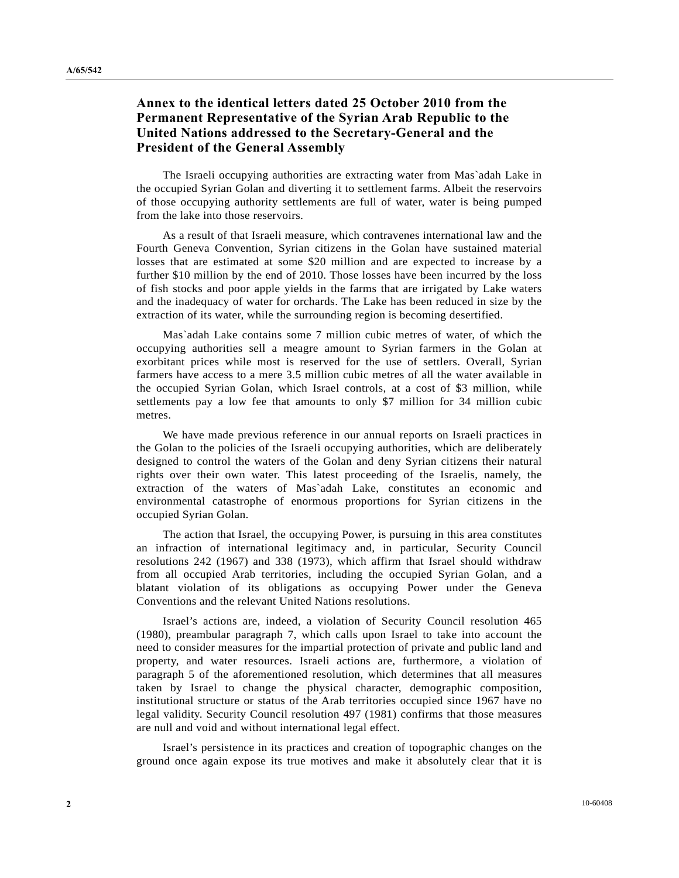## Annex to the identical letters dated 25 October 2010 from the Permanent Representative of the Syrian Arab Republic to the United Nations addressed to the Secretary-General and the President of the General Assembly

The Israeli occupying authorities are extracting water from Mas`adah Lake in the occupied Syrian Golan and diverting it to settlement farms. Albeit the reservoirs of those occupying authority settlements are full of water, water is being pumped from the lake into those reservoirs.

As a result of that Israeli measure, which contravenes international law and the Fourth Geneva Convention, Syrian citizens in the Golan have sustained material losses that are estimated at some $20 million and are expected to increase by a further $10 million by the end of 2010. Those losses have been incurred by the loss of fish stocks and poor apple yields in the farms that are irrigated by Lake waters and the inadequacy of water for orchards. The Lake has been reduced in size by the extraction of its water, while the surrounding region is becoming desertified.

Mas`adah Lake contains some 7 million cubic metres of water, of which the occupying authorities sell a meagre amount to Syrian farmers in the Golan at exorbitant prices while most is reserved for the use of settlers. Overall, Syrian farmers have access to a mere 3.5 million cubic metres of all the water available in the occupied Syrian Golan, which Israel controls, at a cost of $3 million, while settlements pay a low fee that amounts to only $7 million for 34 million cubic metres.

We have made previous reference in our annual reports on Israeli practices in the Golan to the policies of the Israeli occupying authorities, which are deliberately designed to control the waters of the Golan and deny Syrian citizens their natural rights over their own water. This latest proceeding of the Israelis, namely, the extraction of the waters of Mas`adah Lake, constitutes an economic and environmental catastrophe of enormous proportions for Syrian citizens in the occupied Syrian Golan.

The action that Israel, the occupying Power, is pursuing in this area constitutes an infraction of international legitimacy and, in particular, Security Council resolutions 242 (1967) and 338 (1973), which affirm that Israel should withdraw from all occupied Arab territories, including the occupied Syrian Golan, and a blatant violation of its obligations as occupying Power under the Geneva Conventions and the relevant United Nations resolutions.

Israel's actions are, indeed, a violation of Security Council resolution 465 (1980), preambular paragraph 7, which calls upon Israel to take into account the need to consider measures for the impartial protection of private and public land and property, and water resources. Israeli actions are, furthermore, a violation of paragraph 5 of the aforementioned resolution, which determines that all measures taken by Israel to change the physical character, demographic composition, institutional structure or status of the Arab territories occupied since 1967 have no legal validity. Security Council resolution 497 (1981) confirms that those measures are null and void and without international legal effect.

Israel's persistence in its practices and creation of topographic changes on the ground once again expose its true motives and make it absolutely clear that it is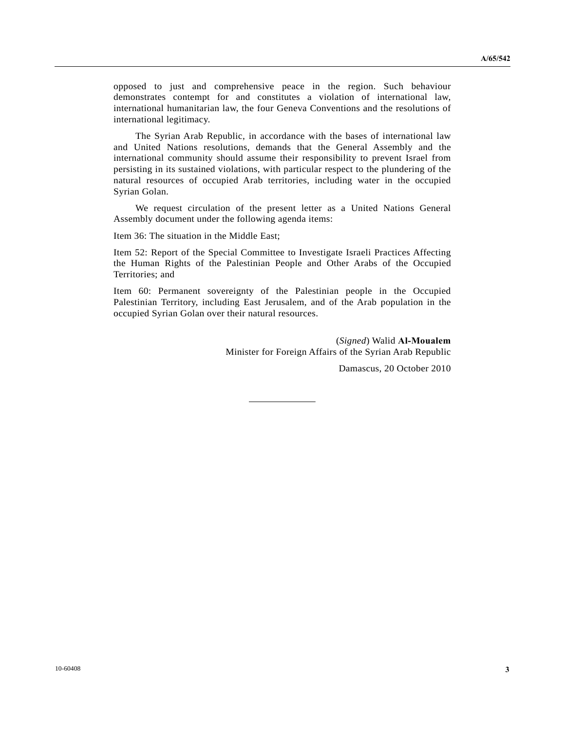opposed to just and comprehensive peace in the region. Such behaviour demonstrates contempt for and constitutes a violation of international law, international humanitarian law, the four Geneva Conventions and the resolutions of international legitimacy.

The Syrian Arab Republic, in accordance with the bases of international law and United Nations resolutions, demands that the General Assembly and the international community should assume their responsibility to prevent Israel from persisting in its sustained violations, with particular respect to the plundering of the natural resources of occupied Arab territories, including water in the occupied Syrian Golan.

We request circulation of the present letter as a United Nations General Assembly document under the following agenda items:

Item 36: The situation in the Middle East;

Item 52: Report of the Special Committee to Investigate Israeli Practices Affecting the Human Rights of the Palestinian People and Other Arabs of the Occupied Territories; and

Item 60: Permanent sovereignty of the Palestinian people in the Occupied Palestinian Territory, including East Jerusalem, and of the Arab population in the occupied Syrian Golan over their natural resources.

(*Signed*) Walid **Al-Moualem**
Minister for Foreign Affairs of the Syrian Arab Republic

Damascus, 20 October 2010